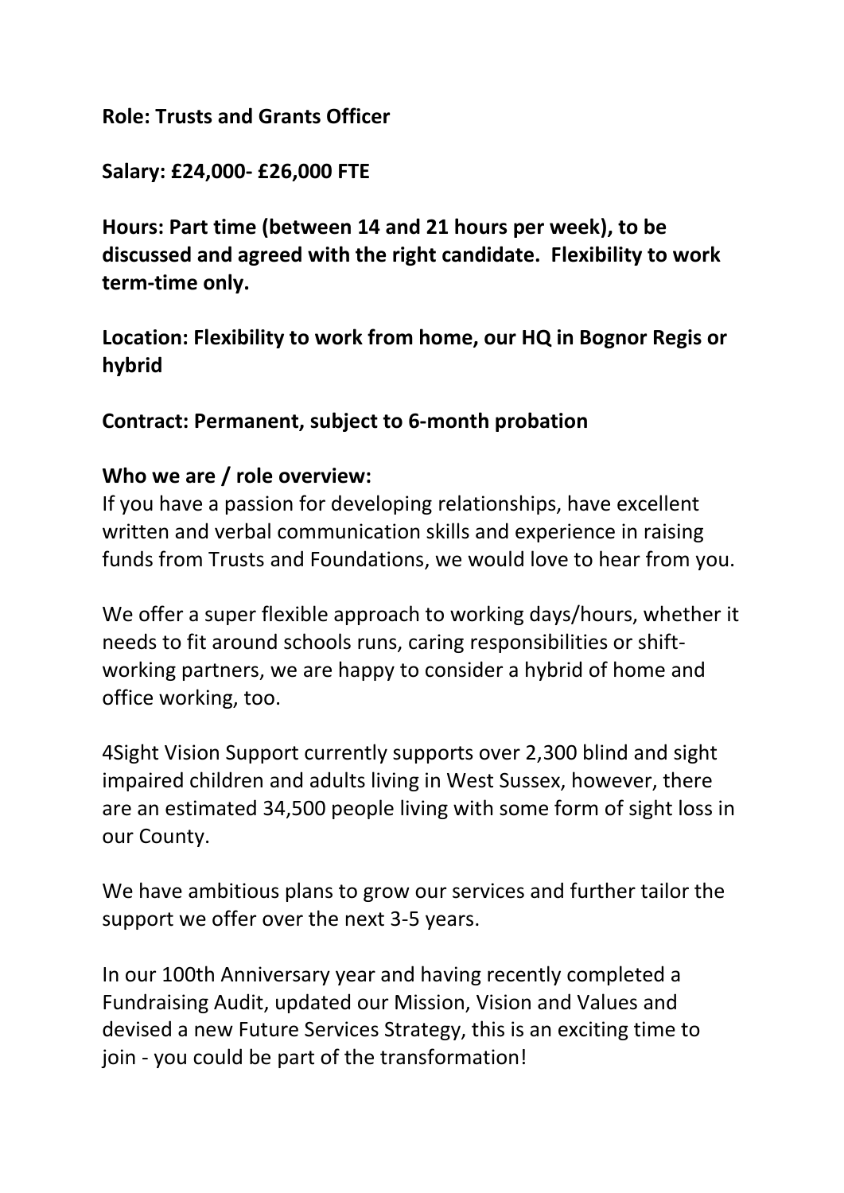**Role: Trusts and Grants Officer**

**Salary: £24,000- £26,000 FTE**

**Hours: Part time (between 14 and 21 hours per week), to be discussed and agreed with the right candidate. Flexibility to work term-time only.**

**Location: Flexibility to work from home, our HQ in Bognor Regis or hybrid**

**Contract: Permanent, subject to 6-month probation**

**Who we are / role overview:**

If you have a passion for developing relationships, have excellent written and verbal communication skills and experience in raising funds from Trusts and Foundations, we would love to hear from you.

We offer a super flexible approach to working days/hours, whether it needs to fit around schools runs, caring responsibilities or shift-working partners, we are happy to consider a hybrid of home and office working, too.

4Sight Vision Support currently supports over 2,300 blind and sight impaired children and adults living in West Sussex, however, there are an estimated 34,500 people living with some form of sight loss in our County.

We have ambitious plans to grow our services and further tailor the support we offer over the next 3-5 years.

In our 100th Anniversary year and having recently completed a Fundraising Audit, updated our Mission, Vision and Values and devised a new Future Services Strategy, this is an exciting time to join - you could be part of the transformation!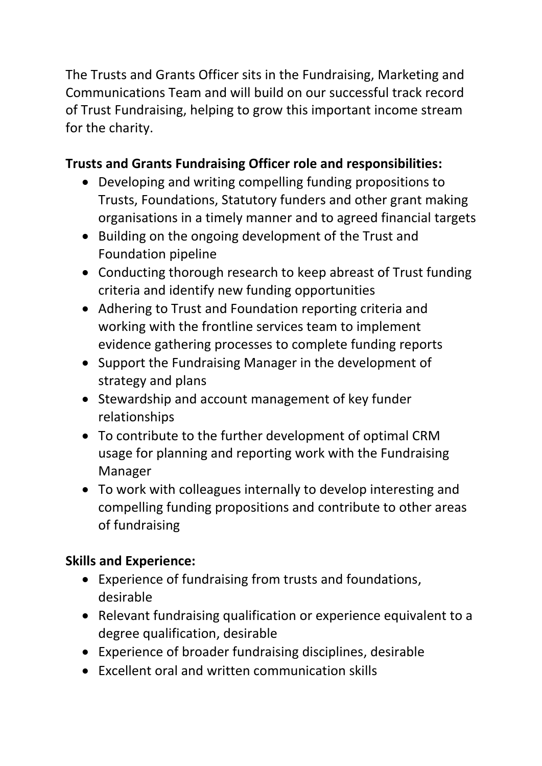The Trusts and Grants Officer sits in the Fundraising, Marketing and Communications Team and will build on our successful track record of Trust Fundraising, helping to grow this important income stream for the charity.

**Trusts and Grants Fundraising Officer role and responsibilities:**

- Developing and writing compelling funding propositions to Trusts, Foundations, Statutory funders and other grant making organisations in a timely manner and to agreed financial targets
- Building on the ongoing development of the Trust and Foundation pipeline
- Conducting thorough research to keep abreast of Trust funding criteria and identify new funding opportunities
- Adhering to Trust and Foundation reporting criteria and working with the frontline services team to implement evidence gathering processes to complete funding reports
- Support the Fundraising Manager in the development of strategy and plans
- Stewardship and account management of key funder relationships
- To contribute to the further development of optimal CRM usage for planning and reporting work with the Fundraising Manager
- To work with colleagues internally to develop interesting and compelling funding propositions and contribute to other areas of fundraising

**Skills and Experience:**

- Experience of fundraising from trusts and foundations, desirable
- Relevant fundraising qualification or experience equivalent to a degree qualification, desirable
- Experience of broader fundraising disciplines, desirable
- Excellent oral and written communication skills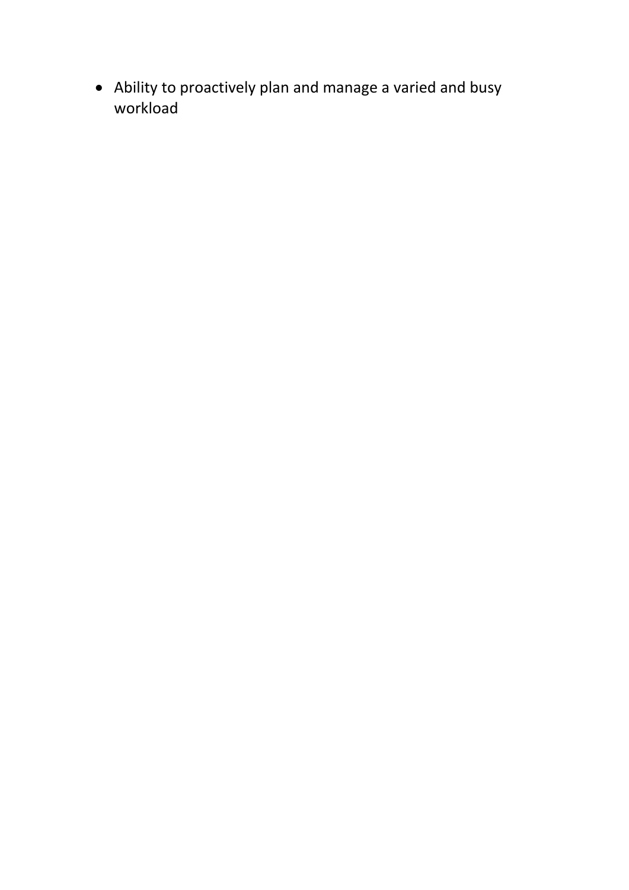- Ability to proactively plan and manage a varied and busy workload